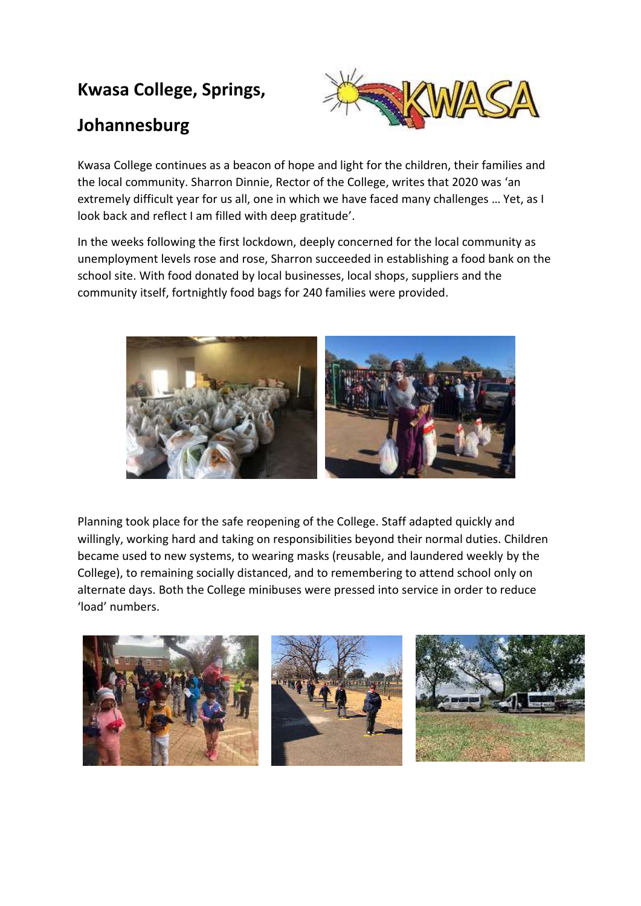# Kwasa College, Springs, Johannesburg

Kwasa College continues as a beacon of hope and light for the children, their families and the local community. Sharron Dinnie, Rector of the College, writes that 2020 was 'an extremely difficult year for us all, one in which we have faced many challenges … Yet, as I look back and reflect I am filled with deep gratitude'.

In the weeks following the first lockdown, deeply concerned for the local community as unemployment levels rose and rose, Sharron succeeded in establishing a food bank on the school site. With food donated by local businesses, local shops, suppliers and the community itself, fortnightly food bags for 240 families were provided.

Planning took place for the safe reopening of the College. Staff adapted quickly and willingly, working hard and taking on responsibilities beyond their normal duties. Children became used to new systems, to wearing masks (reusable, and laundered weekly by the College), to remaining socially distanced, and to remembering to attend school only on alternate days. Both the College minibuses were pressed into service in order to reduce 'load' numbers.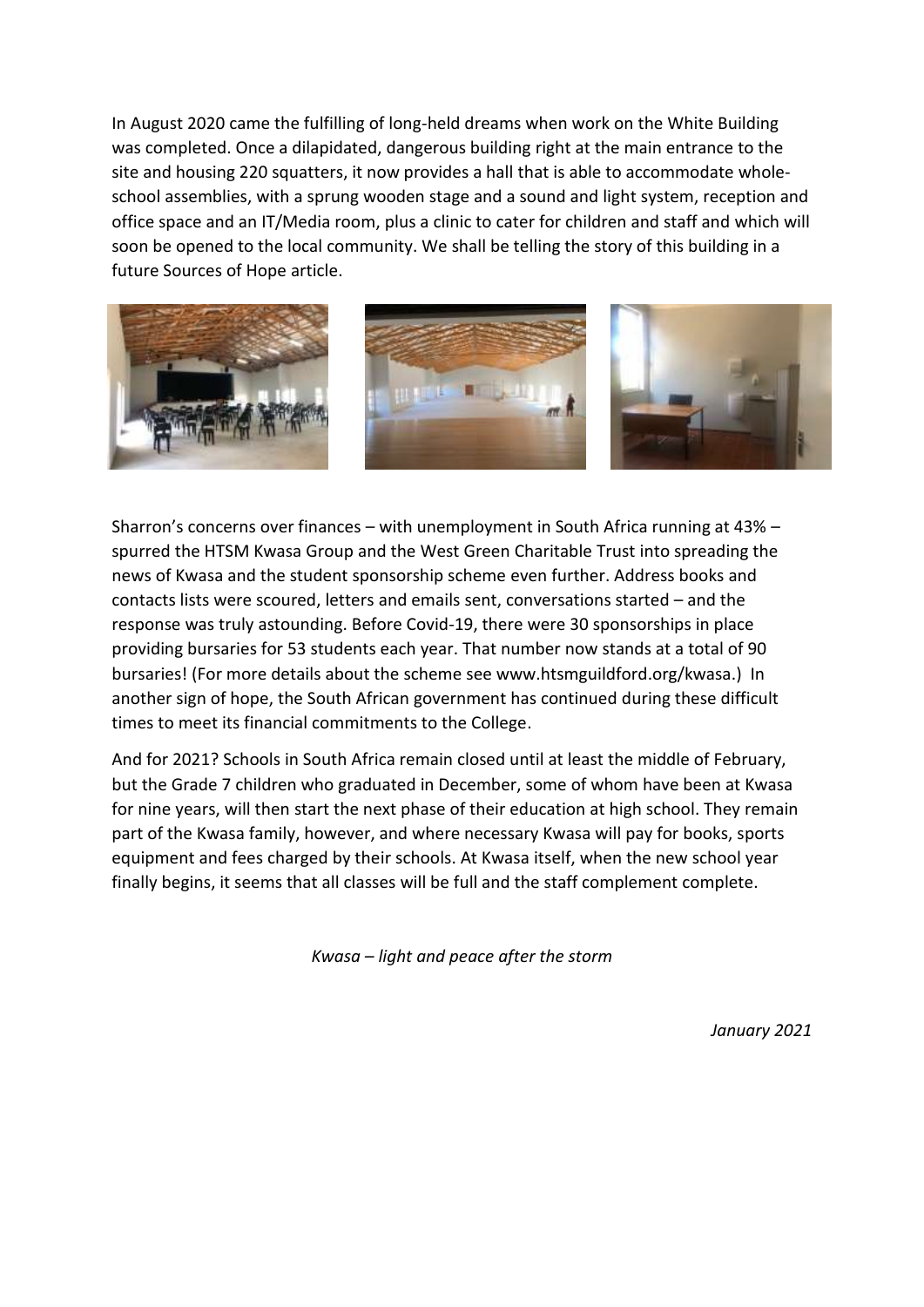In August 2020 came the fulfilling of long-held dreams when work on the White Building was completed. Once a dilapidated, dangerous building right at the main entrance to the site and housing 220 squatters, it now provides a hall that is able to accommodate whole-school assemblies, with a sprung wooden stage and a sound and light system, reception and office space and an IT/Media room, plus a clinic to cater for children and staff and which will soon be opened to the local community. We shall be telling the story of this building in a future Sources of Hope article.

Sharron's concerns over finances – with unemployment in South Africa running at 43% – spurred the HTSM Kwasa Group and the West Green Charitable Trust into spreading the news of Kwasa and the student sponsorship scheme even further. Address books and contacts lists were scoured, letters and emails sent, conversations started – and the response was truly astounding. Before Covid-19, there were 30 sponsorships in place providing bursaries for 53 students each year. That number now stands at a total of 90 bursaries! (For more details about the scheme see www.htsmguildford.org/kwasa.) In another sign of hope, the South African government has continued during these difficult times to meet its financial commitments to the College.

And for 2021? Schools in South Africa remain closed until at least the middle of February, but the Grade 7 children who graduated in December, some of whom have been at Kwasa for nine years, will then start the next phase of their education at high school. They remain part of the Kwasa family, however, and where necessary Kwasa will pay for books, sports equipment and fees charged by their schools. At Kwasa itself, when the new school year finally begins, it seems that all classes will be full and the staff complement complete.

*Kwasa – light and peace after the storm*

*January 2021*